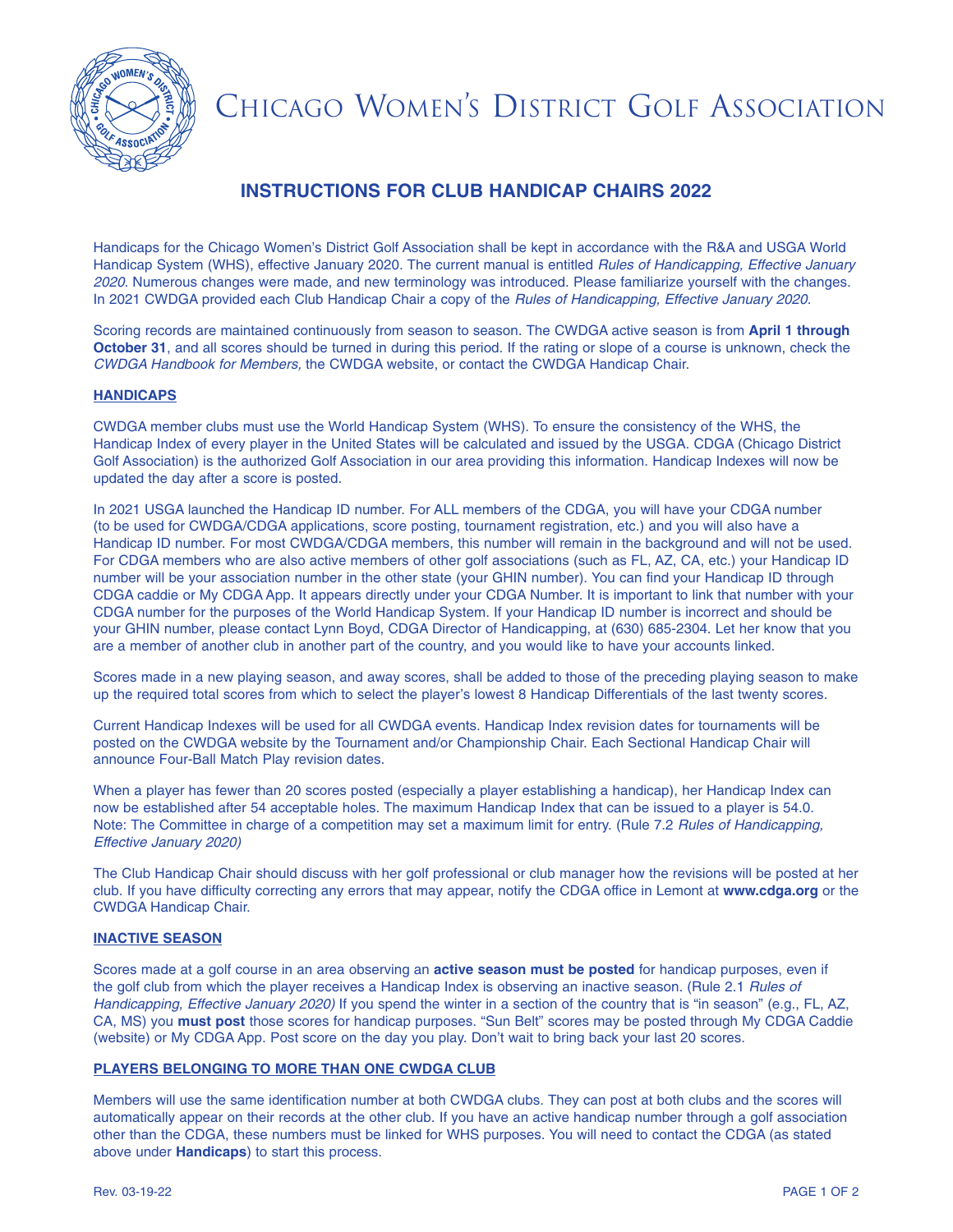# Chicago Women's District Golf Association

## INSTRUCTIONS FOR CLUB HANDICAP CHAIRS 2022

Handicaps for the Chicago Women's District Golf Association shall be kept in accordance with the R&A and USGA World Handicap System (WHS), effective January 2020. The current manual is entitled *Rules of Handicapping, Effective January 2020*. Numerous changes were made, and new terminology was introduced. Please familiarize yourself with the changes. In 2021 CWDGA provided each Club Handicap Chair a copy of the *Rules of Handicapping, Effective January 2020*.

Scoring records are maintained continuously from season to season. The CWDGA active season is from **April 1 through October 31**, and all scores should be turned in during this period. If the rating or slope of a course is unknown, check the *CWDGA Handbook for Members,* the CWDGA website, or contact the CWDGA Handicap Chair.

### HANDICAPS

CWDGA member clubs must use the World Handicap System (WHS). To ensure the consistency of the WHS, the Handicap Index of every player in the United States will be calculated and issued by the USGA. CDGA (Chicago District Golf Association) is the authorized Golf Association in our area providing this information. Handicap Indexes will now be updated the day after a score is posted.

In 2021 USGA launched the Handicap ID number. For ALL members of the CDGA, you will have your CDGA number (to be used for CWDGA/CDGA applications, score posting, tournament registration, etc.) and you will also have a Handicap ID number. For most CWDGA/CDGA members, this number will remain in the background and will not be used. For CDGA members who are also active members of other golf associations (such as FL, AZ, CA, etc.) your Handicap ID number will be your association number in the other state (your GHIN number). You can find your Handicap ID through CDGA caddie or My CDGA App. It appears directly under your CDGA Number. It is important to link that number with your CDGA number for the purposes of the World Handicap System. If your Handicap ID number is incorrect and should be your GHIN number, please contact Lynn Boyd, CDGA Director of Handicapping, at (630) 685-2304. Let her know that you are a member of another club in another part of the country, and you would like to have your accounts linked.

Scores made in a new playing season, and away scores, shall be added to those of the preceding playing season to make up the required total scores from which to select the player's lowest 8 Handicap Differentials of the last twenty scores.

Current Handicap Indexes will be used for all CWDGA events. Handicap Index revision dates for tournaments will be posted on the CWDGA website by the Tournament and/or Championship Chair. Each Sectional Handicap Chair will announce Four-Ball Match Play revision dates.

When a player has fewer than 20 scores posted (especially a player establishing a handicap), her Handicap Index can now be established after 54 acceptable holes. The maximum Handicap Index that can be issued to a player is 54.0. Note: The Committee in charge of a competition may set a maximum limit for entry. (Rule 7.2 *Rules of Handicapping, Effective January 2020)*

The Club Handicap Chair should discuss with her golf professional or club manager how the revisions will be posted at her club. If you have difficulty correcting any errors that may appear, notify the CDGA office in Lemont at **www.cdga.org** or the CWDGA Handicap Chair.

### INACTIVE SEASON

Scores made at a golf course in an area observing an **active season must be posted** for handicap purposes, even if the golf club from which the player receives a Handicap Index is observing an inactive season. (Rule 2.1 *Rules of Handicapping, Effective January 2020)* If you spend the winter in a section of the country that is "in season" (e.g., FL, AZ, CA, MS) you **must post** those scores for handicap purposes. "Sun Belt" scores may be posted through My CDGA Caddie (website) or My CDGA App. Post score on the day you play. Don't wait to bring back your last 20 scores.

### PLAYERS BELONGING TO MORE THAN ONE CWDGA CLUB

Members will use the same identification number at both CWDGA clubs. They can post at both clubs and the scores will automatically appear on their records at the other club. If you have an active handicap number through a golf association other than the CDGA, these numbers must be linked for WHS purposes. You will need to contact the CDGA (as stated above under **Handicaps**) to start this process.

Rev. 03-19-22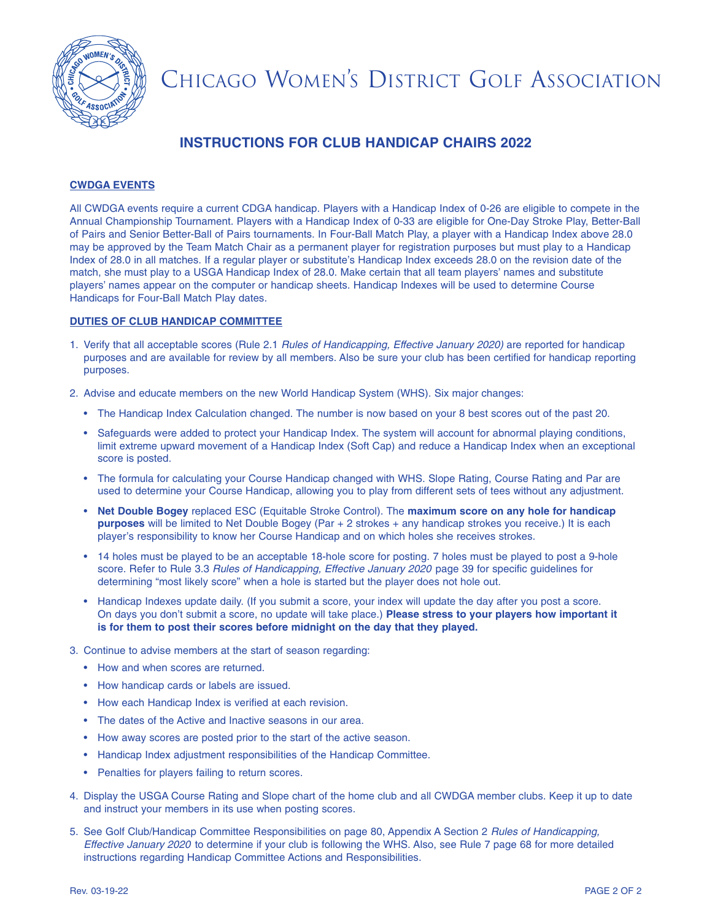# Chicago Women's District Golf Association

## INSTRUCTIONS FOR CLUB HANDICAP CHAIRS 2022

### CWDGA EVENTS

All CWDGA events require a current CDGA handicap. Players with a Handicap Index of 0-26 are eligible to compete in the Annual Championship Tournament. Players with a Handicap Index of 0-33 are eligible for One-Day Stroke Play, Better-Ball of Pairs and Senior Better-Ball of Pairs tournaments. In Four-Ball Match Play, a player with a Handicap Index above 28.0 may be approved by the Team Match Chair as a permanent player for registration purposes but must play to a Handicap Index of 28.0 in all matches. If a regular player or substitute's Handicap Index exceeds 28.0 on the revision date of the match, she must play to a USGA Handicap Index of 28.0. Make certain that all team players' names and substitute players' names appear on the computer or handicap sheets. Handicap Indexes will be used to determine Course Handicaps for Four-Ball Match Play dates.

### DUTIES OF CLUB HANDICAP COMMITTEE

1. Verify that all acceptable scores (Rule 2.1 *Rules of Handicapping, Effective January 2020)* are reported for handicap purposes and are available for review by all members. Also be sure your club has been certified for handicap reporting purposes.
2. Advise and educate members on the new World Handicap System (WHS). Six major changes:
   - The Handicap Index Calculation changed. The number is now based on your 8 best scores out of the past 20.
   - Safeguards were added to protect your Handicap Index. The system will account for abnormal playing conditions, limit extreme upward movement of a Handicap Index (Soft Cap) and reduce a Handicap Index when an exceptional score is posted.
   - The formula for calculating your Course Handicap changed with WHS. Slope Rating, Course Rating and Par are used to determine your Course Handicap, allowing you to play from different sets of tees without any adjustment.
   - **Net Double Bogey** replaced ESC (Equitable Stroke Control). The **maximum score on any hole for handicap purposes** will be limited to Net Double Bogey (Par + 2 strokes + any handicap strokes you receive.) It is each player's responsibility to know her Course Handicap and on which holes she receives strokes.
   - 14 holes must be played to be an acceptable 18-hole score for posting. 7 holes must be played to post a 9-hole score. Refer to Rule 3.3 *Rules of Handicapping, Effective January 2020* page 39 for specific guidelines for determining "most likely score" when a hole is started but the player does not hole out.
   - Handicap Indexes update daily. (If you submit a score, your index will update the day after you post a score. On days you don't submit a score, no update will take place.) **Please stress to your players how important it is for them to post their scores before midnight on the day that they played.**
3. Continue to advise members at the start of season regarding:
   - How and when scores are returned.
   - How handicap cards or labels are issued.
   - How each Handicap Index is verified at each revision.
   - The dates of the Active and Inactive seasons in our area.
   - How away scores are posted prior to the start of the active season.
   - Handicap Index adjustment responsibilities of the Handicap Committee.
   - Penalties for players failing to return scores.
4. Display the USGA Course Rating and Slope chart of the home club and all CWDGA member clubs. Keep it up to date and instruct your members in its use when posting scores.
5. See Golf Club/Handicap Committee Responsibilities on page 80, Appendix A Section 2 *Rules of Handicapping, Effective January 2020* to determine if your club is following the WHS. Also, see Rule 7 page 68 for more detailed instructions regarding Handicap Committee Actions and Responsibilities.

Rev. 03-19-22